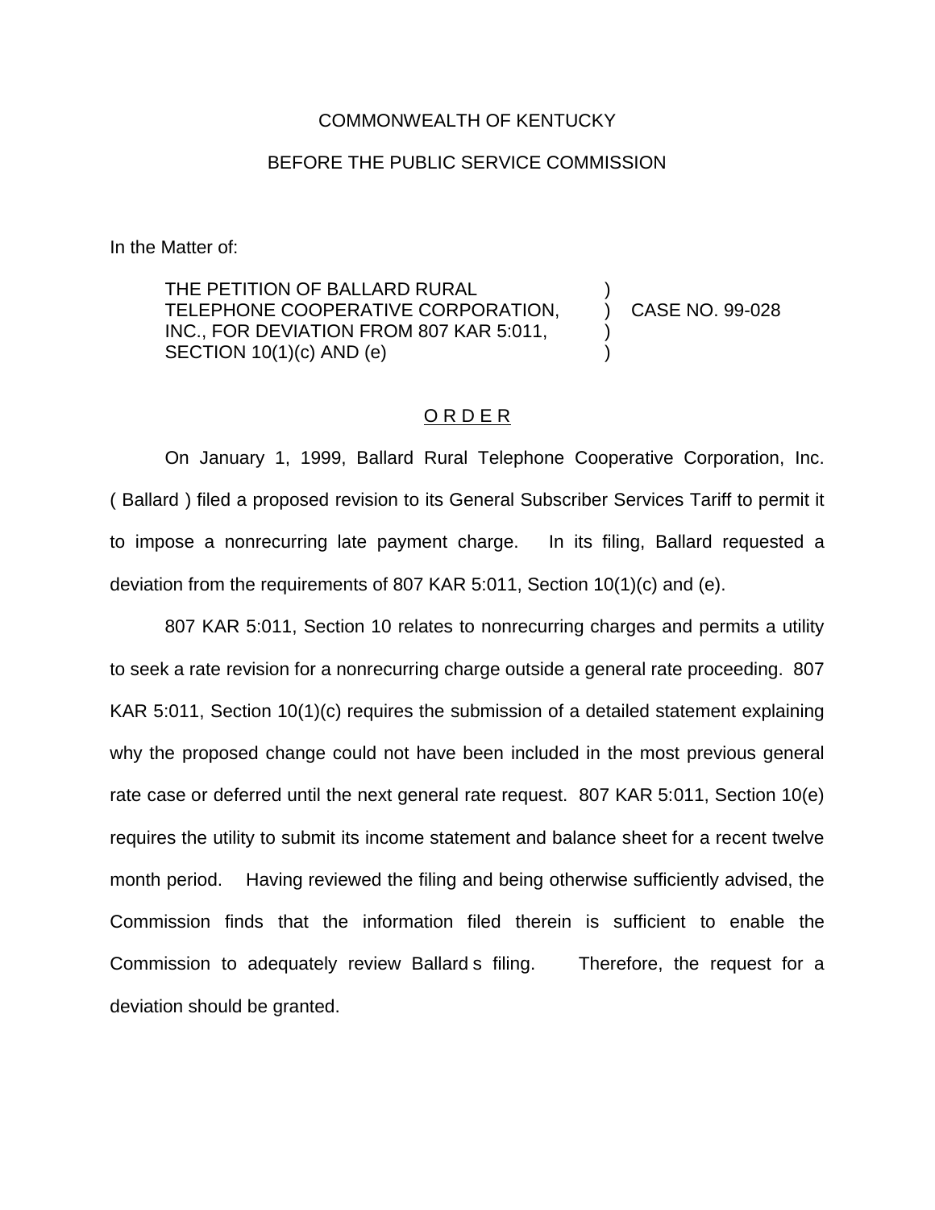COMMONWEALTH OF KENTUCKY

BEFORE THE PUBLIC SERVICE COMMISSION

In the Matter of:

| | | |
|---|---|---|
| THE PETITION OF BALLARD RURAL TELEPHONE COOPERATIVE CORPORATION, INC., FOR DEVIATION FROM 807 KAR 5:011, SECTION 10(1)(c) AND (e) | ) ) ) ) | CASE NO. 99-028 |

## O R D E R

On January 1, 1999, Ballard Rural Telephone Cooperative Corporation, Inc. ( Ballard ) filed a proposed revision to its General Subscriber Services Tariff to permit it to impose a nonrecurring late payment charge. In its filing, Ballard requested a deviation from the requirements of 807 KAR 5:011, Section 10(1)(c) and (e).

807 KAR 5:011, Section 10 relates to nonrecurring charges and permits a utility to seek a rate revision for a nonrecurring charge outside a general rate proceeding. 807 KAR 5:011, Section 10(1)(c) requires the submission of a detailed statement explaining why the proposed change could not have been included in the most previous general rate case or deferred until the next general rate request. 807 KAR 5:011, Section 10(e) requires the utility to submit its income statement and balance sheet for a recent twelve month period. Having reviewed the filing and being otherwise sufficiently advised, the Commission finds that the information filed therein is sufficient to enable the Commission to adequately review Ballard s filing. Therefore, the request for a deviation should be granted.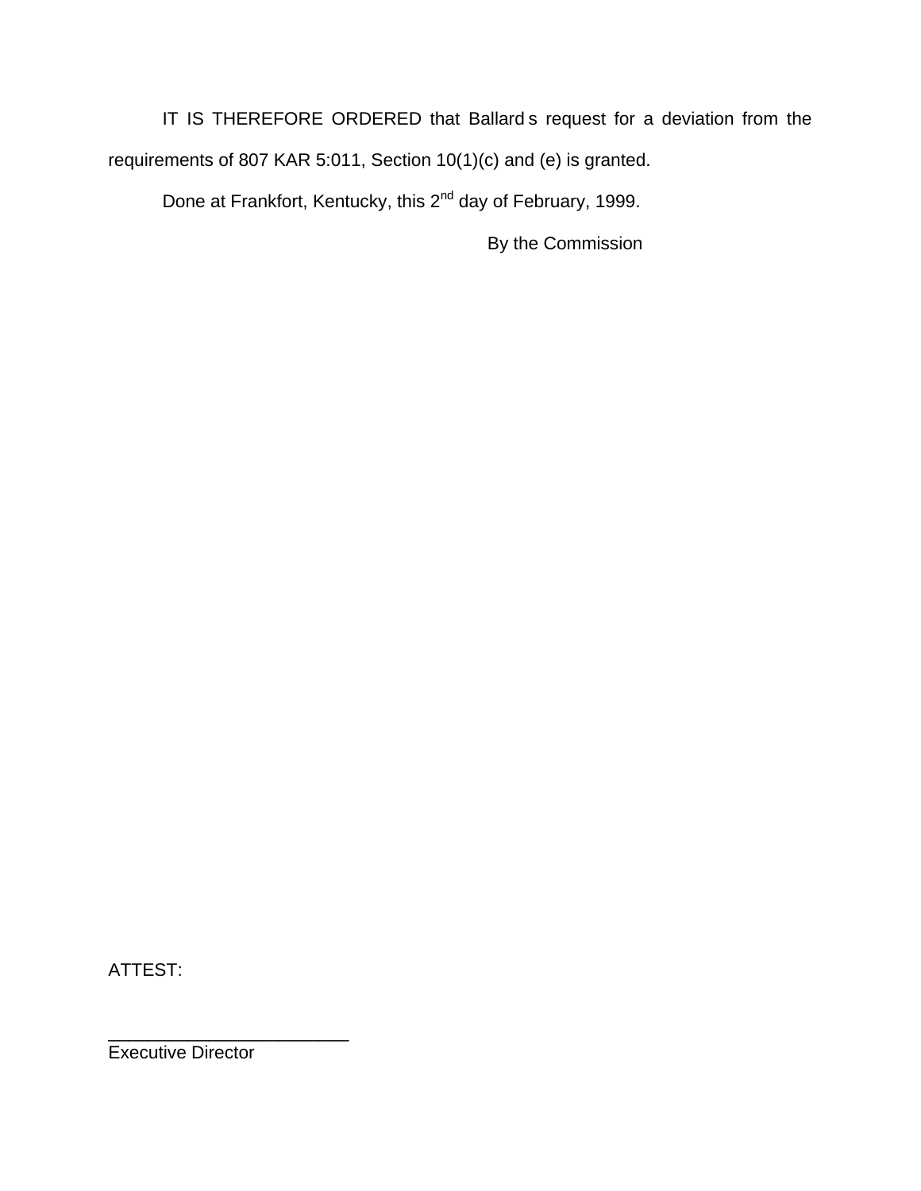IT IS THEREFORE ORDERED that Ballard s request for a deviation from the requirements of 807 KAR 5:011, Section 10(1)(c) and (e) is granted.

Done at Frankfort, Kentucky, this 2nd day of February, 1999.

By the Commission

ATTEST:

________________________
Executive Director